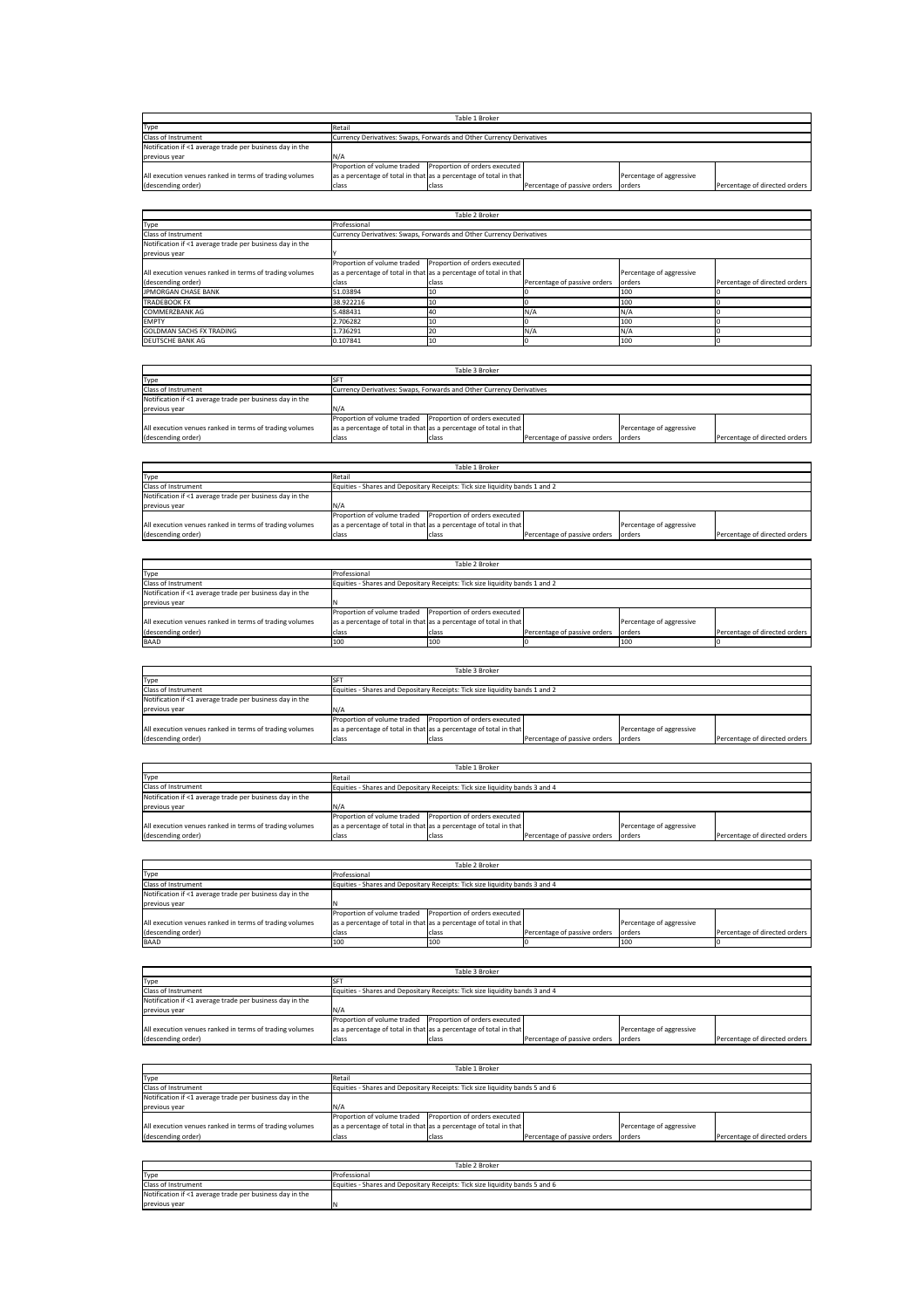| Table 1 Broker | | | | | |
|---|---|---|---|---|---|
| Type | Retail | | | | |
| Class of Instrument | Currency Derivatives: Swaps, Forwards and Other Currency Derivatives | | | | |
| Notification if <1 average trade per business day in the previous year | N/A | | | | |
| All execution venues ranked in terms of trading volumes (descending order) | Proportion of volume traded as a percentage of total in that class | Proportion of orders executed as a percentage of total in that class | Percentage of passive orders | Percentage of aggressive orders | Percentage of directed orders |

| Table 2 Broker | | | | | |
|---|---|---|---|---|---|
| Type | Professional | | | | |
| Class of Instrument | Currency Derivatives: Swaps, Forwards and Other Currency Derivatives | | | | |
| Notification if <1 average trade per business day in the previous year | Y | | | | |
| All execution venues ranked in terms of trading volumes (descending order) | Proportion of volume traded as a percentage of total in that class | Proportion of orders executed as a percentage of total in that class | Percentage of passive orders | Percentage of aggressive orders | Percentage of directed orders |
| JPMORGAN CHASE BANK | 51.03894 | 10 | 0 | 100 | 0 |
| TRADEBOOK FX | 38.922216 | 10 | 0 | 100 | 0 |
| COMMERZBANK AG | 5.488431 | 40 | N/A | N/A | 0 |
| EMPTY | 2.706282 | 10 | 0 | 100 | 0 |
| GOLDMAN SACHS FX TRADING | 1.736291 | 20 | N/A | N/A | 0 |
| DEUTSCHE BANK AG | 0.107841 | 10 | 0 | 100 | 0 |

| Table 3 Broker | | | | | |
|---|---|---|---|---|---|
| Type | SFT | | | | |
| Class of Instrument | Currency Derivatives: Swaps, Forwards and Other Currency Derivatives | | | | |
| Notification if <1 average trade per business day in the previous year | N/A | | | | |
| All execution venues ranked in terms of trading volumes (descending order) | Proportion of volume traded as a percentage of total in that class | Proportion of orders executed as a percentage of total in that class | Percentage of passive orders | Percentage of aggressive orders | Percentage of directed orders |

| Table 1 Broker | | | | | |
|---|---|---|---|---|---|
| Type | Retail | | | | |
| Class of Instrument | Equities - Shares and Depositary Receipts: Tick size liquidity bands 1 and 2 | | | | |
| Notification if <1 average trade per business day in the previous year | N/A | | | | |
| All execution venues ranked in terms of trading volumes (descending order) | Proportion of volume traded as a percentage of total in that class | Proportion of orders executed as a percentage of total in that class | Percentage of passive orders | Percentage of aggressive orders | Percentage of directed orders |

| Table 2 Broker | | | | | |
|---|---|---|---|---|---|
| Type | Professional | | | | |
| Class of Instrument | Equities - Shares and Depositary Receipts: Tick size liquidity bands 1 and 2 | | | | |
| Notification if <1 average trade per business day in the previous year | N | | | | |
| All execution venues ranked in terms of trading volumes (descending order) | Proportion of volume traded as a percentage of total in that class | Proportion of orders executed as a percentage of total in that class | Percentage of passive orders | Percentage of aggressive orders | Percentage of directed orders |
| BAAD | 100 | 100 | 0 | 100 | 0 |

| Table 3 Broker | | | | | |
|---|---|---|---|---|---|
| Type | SFT | | | | |
| Class of Instrument | Equities - Shares and Depositary Receipts: Tick size liquidity bands 1 and 2 | | | | |
| Notification if <1 average trade per business day in the previous year | N/A | | | | |
| All execution venues ranked in terms of trading volumes (descending order) | Proportion of volume traded as a percentage of total in that class | Proportion of orders executed as a percentage of total in that class | Percentage of passive orders | Percentage of aggressive orders | Percentage of directed orders |

| Table 1 Broker | | | | | |
|---|---|---|---|---|---|
| Type | Retail | | | | |
| Class of Instrument | Equities - Shares and Depositary Receipts: Tick size liquidity bands 3 and 4 | | | | |
| Notification if <1 average trade per business day in the previous year | N/A | | | | |
| All execution venues ranked in terms of trading volumes (descending order) | Proportion of volume traded as a percentage of total in that class | Proportion of orders executed as a percentage of total in that class | Percentage of passive orders | Percentage of aggressive orders | Percentage of directed orders |

| Table 2 Broker | | | | | |
|---|---|---|---|---|---|
| Type | Professional | | | | |
| Class of Instrument | Equities - Shares and Depositary Receipts: Tick size liquidity bands 3 and 4 | | | | |
| Notification if <1 average trade per business day in the previous year | N | | | | |
| All execution venues ranked in terms of trading volumes (descending order) | Proportion of volume traded as a percentage of total in that class | Proportion of orders executed as a percentage of total in that class | Percentage of passive orders | Percentage of aggressive orders | Percentage of directed orders |
| BAAD | 100 | 100 | 0 | 100 | 0 |

| Table 3 Broker | | | | | |
|---|---|---|---|---|---|
| Type | SFT | | | | |
| Class of Instrument | Equities - Shares and Depositary Receipts: Tick size liquidity bands 3 and 4 | | | | |
| Notification if <1 average trade per business day in the previous year | N/A | | | | |
| All execution venues ranked in terms of trading volumes (descending order) | Proportion of volume traded as a percentage of total in that class | Proportion of orders executed as a percentage of total in that class | Percentage of passive orders | Percentage of aggressive orders | Percentage of directed orders |

| Table 1 Broker | | | | | |
|---|---|---|---|---|---|
| Type | Retail | | | | |
| Class of Instrument | Equities - Shares and Depositary Receipts: Tick size liquidity bands 5 and 6 | | | | |
| Notification if <1 average trade per business day in the previous year | N/A | | | | |
| All execution venues ranked in terms of trading volumes (descending order) | Proportion of volume traded as a percentage of total in that class | Proportion of orders executed as a percentage of total in that class | Percentage of passive orders | Percentage of aggressive orders | Percentage of directed orders |

| Table 2 Broker | |
|---|---|
| Type | Professional |
| Class of Instrument | Equities - Shares and Depositary Receipts: Tick size liquidity bands 5 and 6 |
| Notification if <1 average trade per business day in the previous year | N |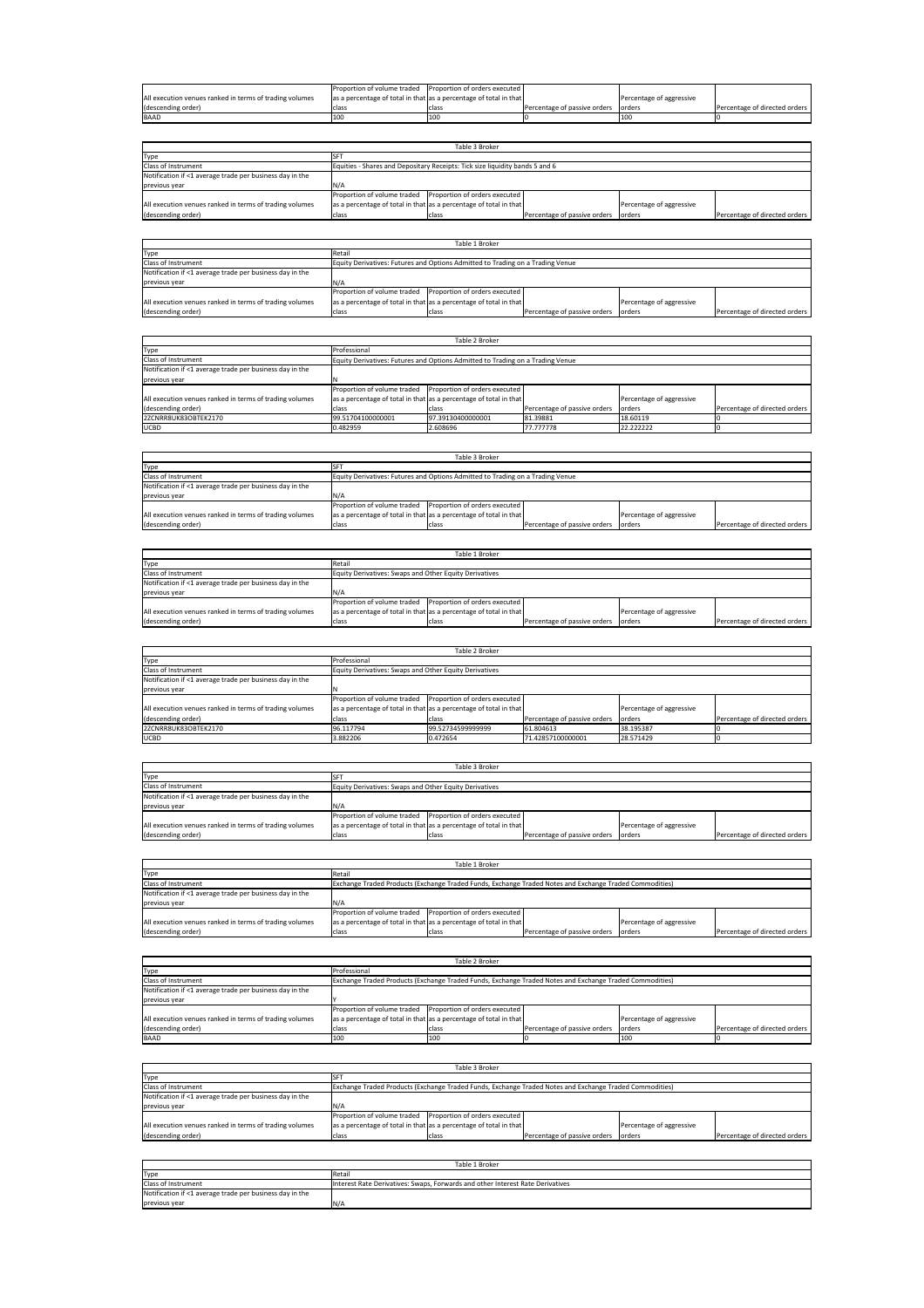| All execution venues ranked in terms of trading volumes (descending order) | Proportion of volume traded as a percentage of total in that class | Proportion of orders executed as a percentage of total in that class | Percentage of passive orders | Percentage of aggressive orders | Percentage of directed orders |
|---|---|---|---|---|---|
| BAAD | 100 | 100 | 0 | 100 | 0 |

| Table 3 Broker | | | | | |
|---|---|---|---|---|---|
| Type | SFT | | | | |
| Class of Instrument | Equities - Shares and Depositary Receipts: Tick size liquidity bands 5 and 6 | | | | |
| Notification if <1 average trade per business day in the previous year | N/A | | | | |
| All execution venues ranked in terms of trading volumes (descending order) | Proportion of volume traded as a percentage of total in that class | Proportion of orders executed as a percentage of total in that class | Percentage of passive orders | Percentage of aggressive orders | Percentage of directed orders |

| Table 1 Broker | | | | | |
|---|---|---|---|---|---|
| Type | Retail | | | | |
| Class of Instrument | Equity Derivatives: Futures and Options Admitted to Trading on a Trading Venue | | | | |
| Notification if <1 average trade per business day in the previous year | N/A | | | | |
| All execution venues ranked in terms of trading volumes (descending order) | Proportion of volume traded as a percentage of total in that class | Proportion of orders executed as a percentage of total in that class | Percentage of passive orders | Percentage of aggressive orders | Percentage of directed orders |

| Table 2 Broker | | | | | |
|---|---|---|---|---|---|
| Type | Professional | | | | |
| Class of Instrument | Equity Derivatives: Futures and Options Admitted to Trading on a Trading Venue | | | | |
| Notification if <1 average trade per business day in the previous year | N | | | | |
| All execution venues ranked in terms of trading volumes (descending order) | Proportion of volume traded as a percentage of total in that class | Proportion of orders executed as a percentage of total in that class | Percentage of passive orders | Percentage of aggressive orders | Percentage of directed orders |
| 2ZCNRR8UK83OBTEK2170 | 99.51704100000001 | 97.39130400000001 | 81.39881 | 18.60119 | 0 |
| UCBD | 0.482959 | 2.608696 | 77.777778 | 22.222222 | 0 |

| Table 3 Broker | | | | | |
|---|---|---|---|---|---|
| Type | SFT | | | | |
| Class of Instrument | Equity Derivatives: Futures and Options Admitted to Trading on a Trading Venue | | | | |
| Notification if <1 average trade per business day in the previous year | N/A | | | | |
| All execution venues ranked in terms of trading volumes (descending order) | Proportion of volume traded as a percentage of total in that class | Proportion of orders executed as a percentage of total in that class | Percentage of passive orders | Percentage of aggressive orders | Percentage of directed orders |

| Table 1 Broker | | | | | |
|---|---|---|---|---|---|
| Type | Retail | | | | |
| Class of Instrument | Equity Derivatives: Swaps and Other Equity Derivatives | | | | |
| Notification if <1 average trade per business day in the previous year | N/A | | | | |
| All execution venues ranked in terms of trading volumes (descending order) | Proportion of volume traded as a percentage of total in that class | Proportion of orders executed as a percentage of total in that class | Percentage of passive orders | Percentage of aggressive orders | Percentage of directed orders |

| Table 2 Broker | | | | | |
|---|---|---|---|---|---|
| Type | Professional | | | | |
| Class of Instrument | Equity Derivatives: Swaps and Other Equity Derivatives | | | | |
| Notification if <1 average trade per business day in the previous year | N | | | | |
| All execution venues ranked in terms of trading volumes (descending order) | Proportion of volume traded as a percentage of total in that class | Proportion of orders executed as a percentage of total in that class | Percentage of passive orders | Percentage of aggressive orders | Percentage of directed orders |
| 2ZCNRR8UK83OBTEK2170 | 96.117794 | 99.52734599999999 | 61.804613 | 38.195387 | 0 |
| UCBD | 3.882206 | 0.472654 | 71.42857100000001 | 28.571429 | 0 |

| Table 3 Broker | | | | | |
|---|---|---|---|---|---|
| Type | SFT | | | | |
| Class of Instrument | Equity Derivatives: Swaps and Other Equity Derivatives | | | | |
| Notification if <1 average trade per business day in the previous year | N/A | | | | |
| All execution venues ranked in terms of trading volumes (descending order) | Proportion of volume traded as a percentage of total in that class | Proportion of orders executed as a percentage of total in that class | Percentage of passive orders | Percentage of aggressive orders | Percentage of directed orders |

| Table 1 Broker | | | | | |
|---|---|---|---|---|---|
| Type | Retail | | | | |
| Class of Instrument | Exchange Traded Products (Exchange Traded Funds, Exchange Traded Notes and Exchange Traded Commodities) | | | | |
| Notification if <1 average trade per business day in the previous year | N/A | | | | |
| All execution venues ranked in terms of trading volumes (descending order) | Proportion of volume traded as a percentage of total in that class | Proportion of orders executed as a percentage of total in that class | Percentage of passive orders | Percentage of aggressive orders | Percentage of directed orders |

| Table 2 Broker | | | | | |
|---|---|---|---|---|---|
| Type | Professional | | | | |
| Class of Instrument | Exchange Traded Products (Exchange Traded Funds, Exchange Traded Notes and Exchange Traded Commodities) | | | | |
| Notification if <1 average trade per business day in the previous year | Y | | | | |
| All execution venues ranked in terms of trading volumes (descending order) | Proportion of volume traded as a percentage of total in that class | Proportion of orders executed as a percentage of total in that class | Percentage of passive orders | Percentage of aggressive orders | Percentage of directed orders |
| BAAD | 100 | 100 | 0 | 100 | 0 |

| Table 3 Broker | | | | | |
|---|---|---|---|---|---|
| Type | SFT | | | | |
| Class of Instrument | Exchange Traded Products (Exchange Traded Funds, Exchange Traded Notes and Exchange Traded Commodities) | | | | |
| Notification if <1 average trade per business day in the previous year | N/A | | | | |
| All execution venues ranked in terms of trading volumes (descending order) | Proportion of volume traded as a percentage of total in that class | Proportion of orders executed as a percentage of total in that class | Percentage of passive orders | Percentage of aggressive orders | Percentage of directed orders |

| Table 1 Broker | |
|---|---|
| Type | Retail |
| Class of Instrument | Interest Rate Derivatives: Swaps, Forwards and other Interest Rate Derivatives |
| Notification if <1 average trade per business day in the previous year | N/A |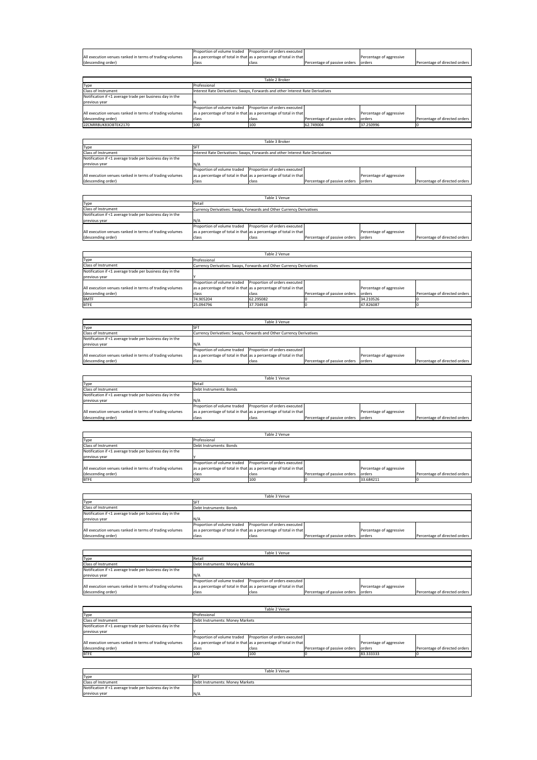| All execution venues ranked in terms of trading volumes (descending order) | Proportion of volume traded as a percentage of total in that class | Proportion of orders executed as a percentage of total in that class | Percentage of passive orders | Percentage of aggressive orders | Percentage of directed orders |
|---|---|---|---|---|---|

| Table 2 Broker | | | | | |
|---|---|---|---|---|---|
| Type | Professional | | | | |
| Class of Instrument | Interest Rate Derivatives: Swaps, Forwards and other Interest Rate Derivatives | | | | |
| Notification if <1 average trade per business day in the previous year | N | | | | |
| All execution venues ranked in terms of trading volumes (descending order) | Proportion of volume traded as a percentage of total in that class | Proportion of orders executed as a percentage of total in that class | Percentage of passive orders | Percentage of aggressive orders | Percentage of directed orders |
| 2ZCNRR8UK83OBTEK2170 | 100 | 100 | 62.749004 | 37.250996 | 0 |

| Table 3 Broker | | | | | |
|---|---|---|---|---|---|
| Type | SFT | | | | |
| Class of Instrument | Interest Rate Derivatives: Swaps, Forwards and other Interest Rate Derivatives | | | | |
| Notification if <1 average trade per business day in the previous year | N/A | | | | |
| All execution venues ranked in terms of trading volumes (descending order) | Proportion of volume traded as a percentage of total in that class | Proportion of orders executed as a percentage of total in that class | Percentage of passive orders | Percentage of aggressive orders | Percentage of directed orders |

| Table 1 Venue | | | | | |
|---|---|---|---|---|---|
| Type | Retail | | | | |
| Class of Instrument | Currency Derivatives: Swaps, Forwards and Other Currency Derivatives | | | | |
| Notification if <1 average trade per business day in the previous year | N/A | | | | |
| All execution venues ranked in terms of trading volumes (descending order) | Proportion of volume traded as a percentage of total in that class | Proportion of orders executed as a percentage of total in that class | Percentage of passive orders | Percentage of aggressive orders | Percentage of directed orders |

| Table 2 Venue | | | | | |
|---|---|---|---|---|---|
| Type | Professional | | | | |
| Class of Instrument | Currency Derivatives: Swaps, Forwards and Other Currency Derivatives | | | | |
| Notification if <1 average trade per business day in the previous year | Y | | | | |
| All execution venues ranked in terms of trading volumes (descending order) | Proportion of volume traded as a percentage of total in that class | Proportion of orders executed as a percentage of total in that class | Percentage of passive orders | Percentage of aggressive orders | Percentage of directed orders |
| BMTF | 74.905204 | 62.295082 | 0 | 34.210526 | 0 |
| BTFE | 25.094796 | 37.704918 | 0 | 47.826087 | 0 |

| Table 3 Venue | | | | | |
|---|---|---|---|---|---|
| Type | SFT | | | | |
| Class of Instrument | Currency Derivatives: Swaps, Forwards and Other Currency Derivatives | | | | |
| Notification if <1 average trade per business day in the previous year | N/A | | | | |
| All execution venues ranked in terms of trading volumes (descending order) | Proportion of volume traded as a percentage of total in that class | Proportion of orders executed as a percentage of total in that class | Percentage of passive orders | Percentage of aggressive orders | Percentage of directed orders |

| Table 1 Venue | | | | | |
|---|---|---|---|---|---|
| Type | Retail | | | | |
| Class of Instrument | Debt Instruments: Bonds | | | | |
| Notification if <1 average trade per business day in the previous year | N/A | | | | |
| All execution venues ranked in terms of trading volumes (descending order) | Proportion of volume traded as a percentage of total in that class | Proportion of orders executed as a percentage of total in that class | Percentage of passive orders | Percentage of aggressive orders | Percentage of directed orders |

| Table 2 Venue | | | | | |
|---|---|---|---|---|---|
| Type | Professional | | | | |
| Class of Instrument | Debt Instruments: Bonds | | | | |
| Notification if <1 average trade per business day in the previous year | Y | | | | |
| All execution venues ranked in terms of trading volumes (descending order) | Proportion of volume traded as a percentage of total in that class | Proportion of orders executed as a percentage of total in that class | Percentage of passive orders | Percentage of aggressive orders | Percentage of directed orders |
| BTFE | 100 | 100 | 0 | 33.684211 | 0 |

| Table 3 Venue | | | | | |
|---|---|---|---|---|---|
| Type | SFT | | | | |
| Class of Instrument | Debt Instruments: Bonds | | | | |
| Notification if <1 average trade per business day in the previous year | N/A | | | | |
| All execution venues ranked in terms of trading volumes (descending order) | Proportion of volume traded as a percentage of total in that class | Proportion of orders executed as a percentage of total in that class | Percentage of passive orders | Percentage of aggressive orders | Percentage of directed orders |

| Table 1 Venue | | | | | |
|---|---|---|---|---|---|
| Type | Retail | | | | |
| Class of Instrument | Debt Instruments: Money Markets | | | | |
| Notification if <1 average trade per business day in the previous year | N/A | | | | |
| All execution venues ranked in terms of trading volumes (descending order) | Proportion of volume traded as a percentage of total in that class | Proportion of orders executed as a percentage of total in that class | Percentage of passive orders | Percentage of aggressive orders | Percentage of directed orders |

| Table 2 Venue | | | | | |
|---|---|---|---|---|---|
| Type | Professional | | | | |
| Class of Instrument | Debt Instruments: Money Markets | | | | |
| Notification if <1 average trade per business day in the previous year | Y | | | | |
| All execution venues ranked in terms of trading volumes (descending order) | Proportion of volume traded as a percentage of total in that class | Proportion of orders executed as a percentage of total in that class | Percentage of passive orders | Percentage of aggressive orders | Percentage of directed orders |
| BTFE | 100 | 100 | 0 | 83.333333 | 0 |

| Table 3 Venue | |
|---|---|
| Type | SFT |
| Class of Instrument | Debt Instruments: Money Markets |
| Notification if <1 average trade per business day in the previous year | N/A |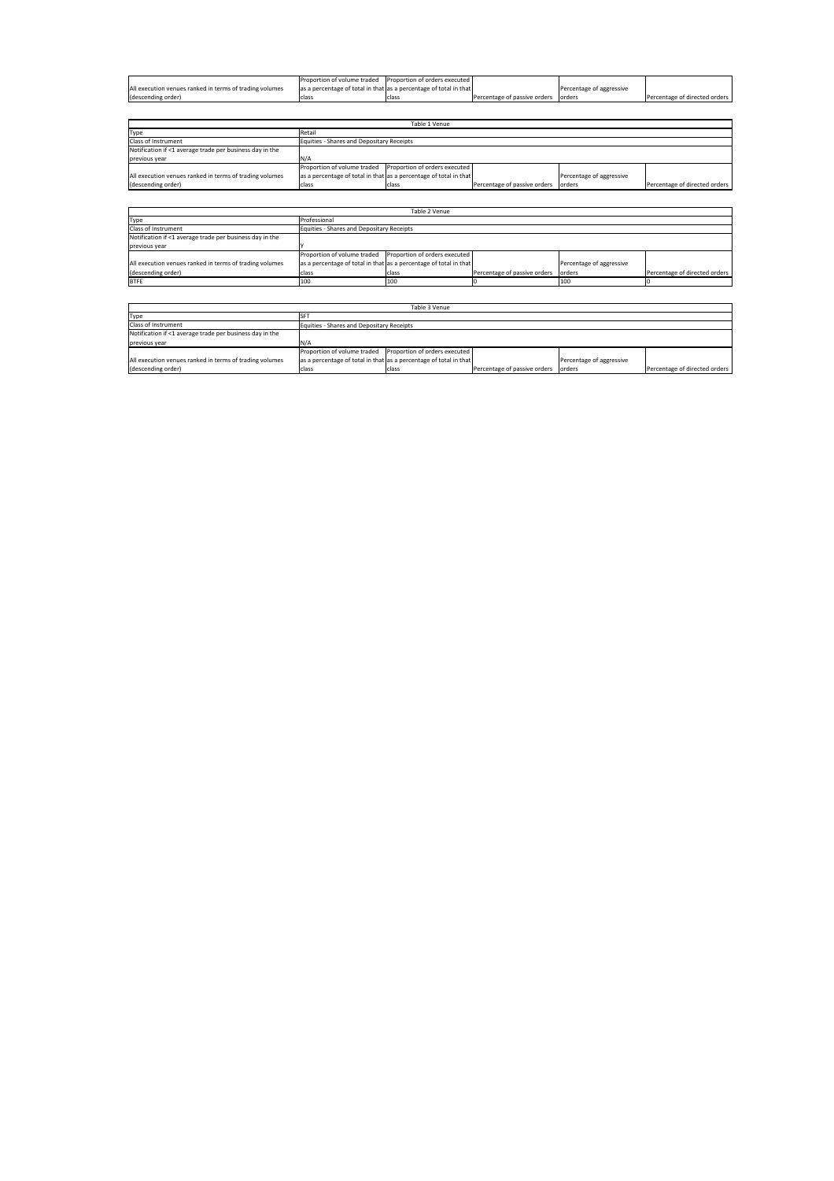| All execution venues ranked in terms of trading volumes (descending order) | Proportion of volume traded as a percentage of total in that class | Proportion of orders executed as a percentage of total in that class | Percentage of passive orders | Percentage of aggressive orders | Percentage of directed orders |
|---|---|---|---|---|---|

| Table 1 Venue | | | | | |
|---|---|---|---|---|---|
| Type | Retail | | | | |
| Class of Instrument | Equities - Shares and Depositary Receipts | | | | |
| Notification if <1 average trade per business day in the previous year | N/A | | | | |
| All execution venues ranked in terms of trading volumes (descending order) | Proportion of volume traded as a percentage of total in that class | Proportion of orders executed as a percentage of total in that class | Percentage of passive orders | Percentage of aggressive orders | Percentage of directed orders |

| Table 2 Venue | | | | | |
|---|---|---|---|---|---|
| Type | Professional | | | | |
| Class of Instrument | Equities - Shares and Depositary Receipts | | | | |
| Notification if <1 average trade per business day in the previous year | Y | | | | |
| All execution venues ranked in terms of trading volumes (descending order) | Proportion of volume traded as a percentage of total in that class | Proportion of orders executed as a percentage of total in that class | Percentage of passive orders | Percentage of aggressive orders | Percentage of directed orders |
| BTFE | 100 | 100 | 0 | 100 | 0 |

| Table 3 Venue | | | | | |
|---|---|---|---|---|---|
| Type | SFT | | | | |
| Class of Instrument | Equities - Shares and Depositary Receipts | | | | |
| Notification if <1 average trade per business day in the previous year | N/A | | | | |
| All execution venues ranked in terms of trading volumes (descending order) | Proportion of volume traded as a percentage of total in that class | Proportion of orders executed as a percentage of total in that class | Percentage of passive orders | Percentage of aggressive orders | Percentage of directed orders |